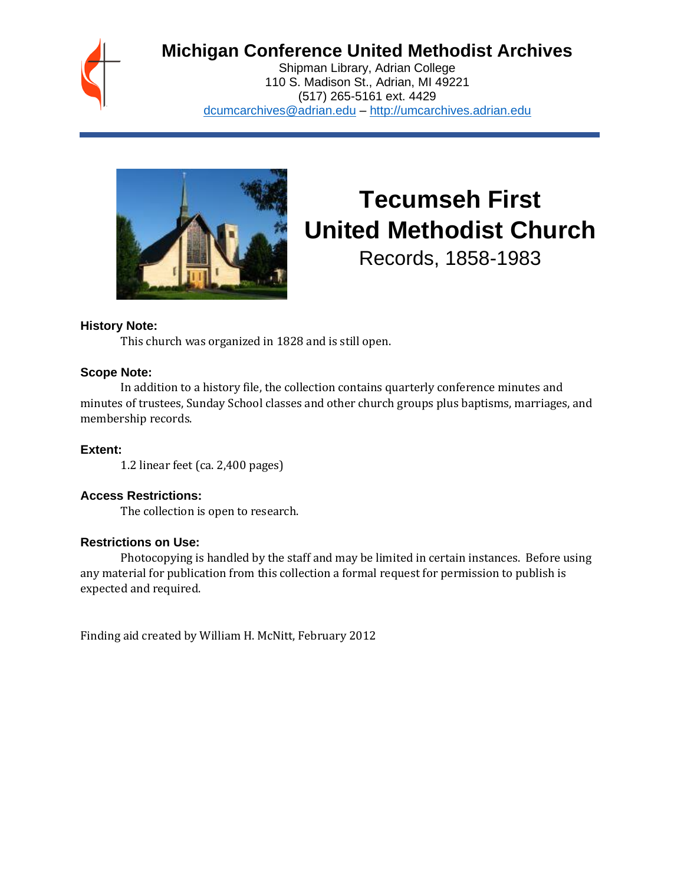# Michigan Conference United Methodist Archives

Shipman Library, Adrian College
110 S. Madison St., Adrian, MI 49221
(517) 265-5161 ext. 4429
dcumcarchives@adrian.edu – http://umcarchives.adrian.edu

# Tecumseh First United Methodist Church

Records, 1858-1983

### History Note:

This church was organized in 1828 and is still open.

### Scope Note:

In addition to a history file, the collection contains quarterly conference minutes and minutes of trustees, Sunday School classes and other church groups plus baptisms, marriages, and membership records.

### Extent:

1.2 linear feet (ca. 2,400 pages)

### Access Restrictions:

The collection is open to research.

### Restrictions on Use:

Photocopying is handled by the staff and may be limited in certain instances. Before using any material for publication from this collection a formal request for permission to publish is expected and required.

Finding aid created by William H. McNitt, February 2012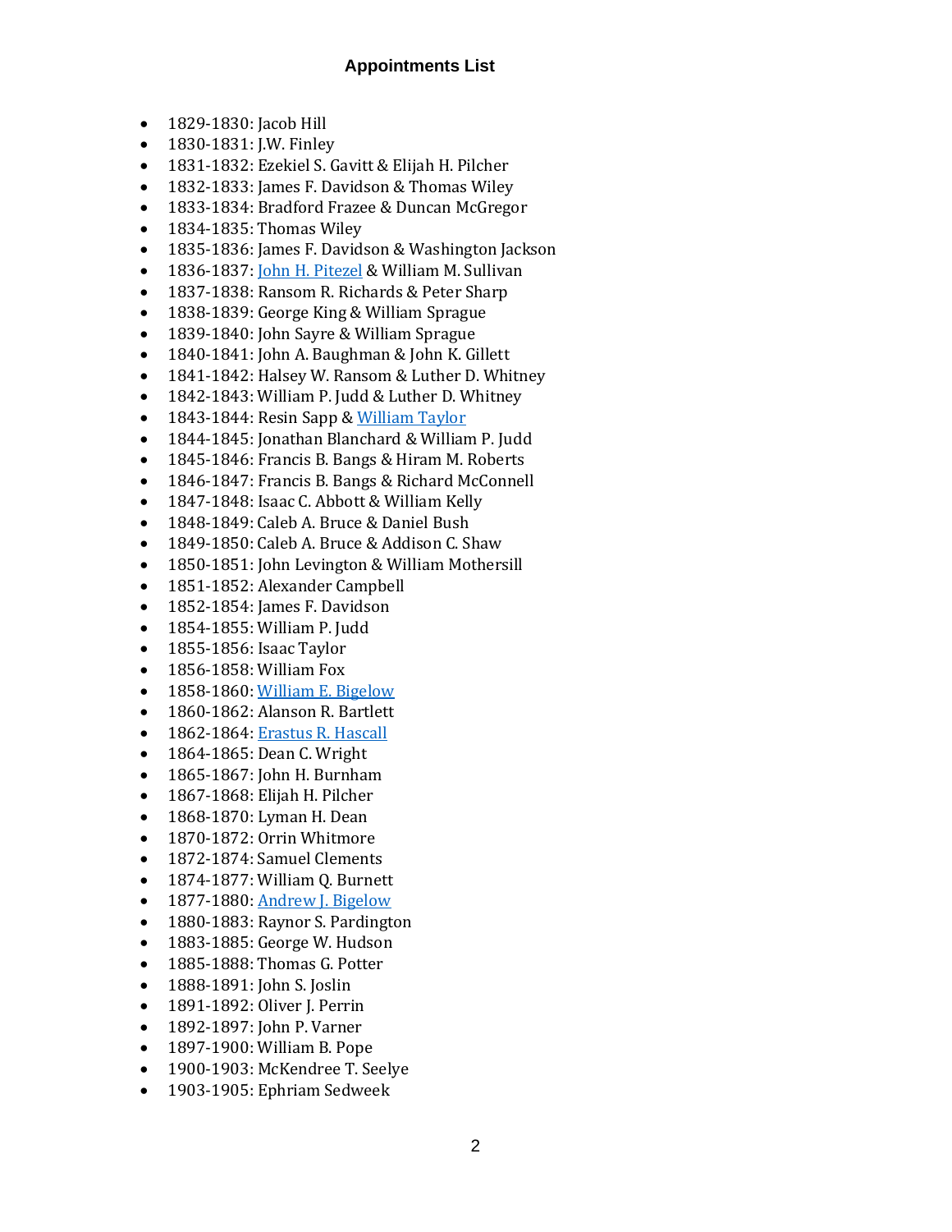# Appointments List

- 1829-1830: Jacob Hill
- 1830-1831: J.W. Finley
- 1831-1832: Ezekiel S. Gavitt & Elijah H. Pilcher
- 1832-1833: James F. Davidson & Thomas Wiley
- 1833-1834: Bradford Frazee & Duncan McGregor
- 1834-1835: Thomas Wiley
- 1835-1836: James F. Davidson & Washington Jackson
- 1836-1837: John H. Pitezel & William M. Sullivan
- 1837-1838: Ransom R. Richards & Peter Sharp
- 1838-1839: George King & William Sprague
- 1839-1840: John Sayre & William Sprague
- 1840-1841: John A. Baughman & John K. Gillett
- 1841-1842: Halsey W. Ransom & Luther D. Whitney
- 1842-1843: William P. Judd & Luther D. Whitney
- 1843-1844: Resin Sapp & William Taylor
- 1844-1845: Jonathan Blanchard & William P. Judd
- 1845-1846: Francis B. Bangs & Hiram M. Roberts
- 1846-1847: Francis B. Bangs & Richard McConnell
- 1847-1848: Isaac C. Abbott & William Kelly
- 1848-1849: Caleb A. Bruce & Daniel Bush
- 1849-1850: Caleb A. Bruce & Addison C. Shaw
- 1850-1851: John Levington & William Mothersill
- 1851-1852: Alexander Campbell
- 1852-1854: James F. Davidson
- 1854-1855: William P. Judd
- 1855-1856: Isaac Taylor
- 1856-1858: William Fox
- 1858-1860: William E. Bigelow
- 1860-1862: Alanson R. Bartlett
- 1862-1864: Erastus R. Hascall
- 1864-1865: Dean C. Wright
- 1865-1867: John H. Burnham
- 1867-1868: Elijah H. Pilcher
- 1868-1870: Lyman H. Dean
- 1870-1872: Orrin Whitmore
- 1872-1874: Samuel Clements
- 1874-1877: William Q. Burnett
- 1877-1880: Andrew J. Bigelow
- 1880-1883: Raynor S. Pardington
- 1883-1885: George W. Hudson
- 1885-1888: Thomas G. Potter
- 1888-1891: John S. Joslin
- 1891-1892: Oliver J. Perrin
- 1892-1897: John P. Varner
- 1897-1900: William B. Pope
- 1900-1903: McKendree T. Seelye
- 1903-1905: Ephriam Sedweek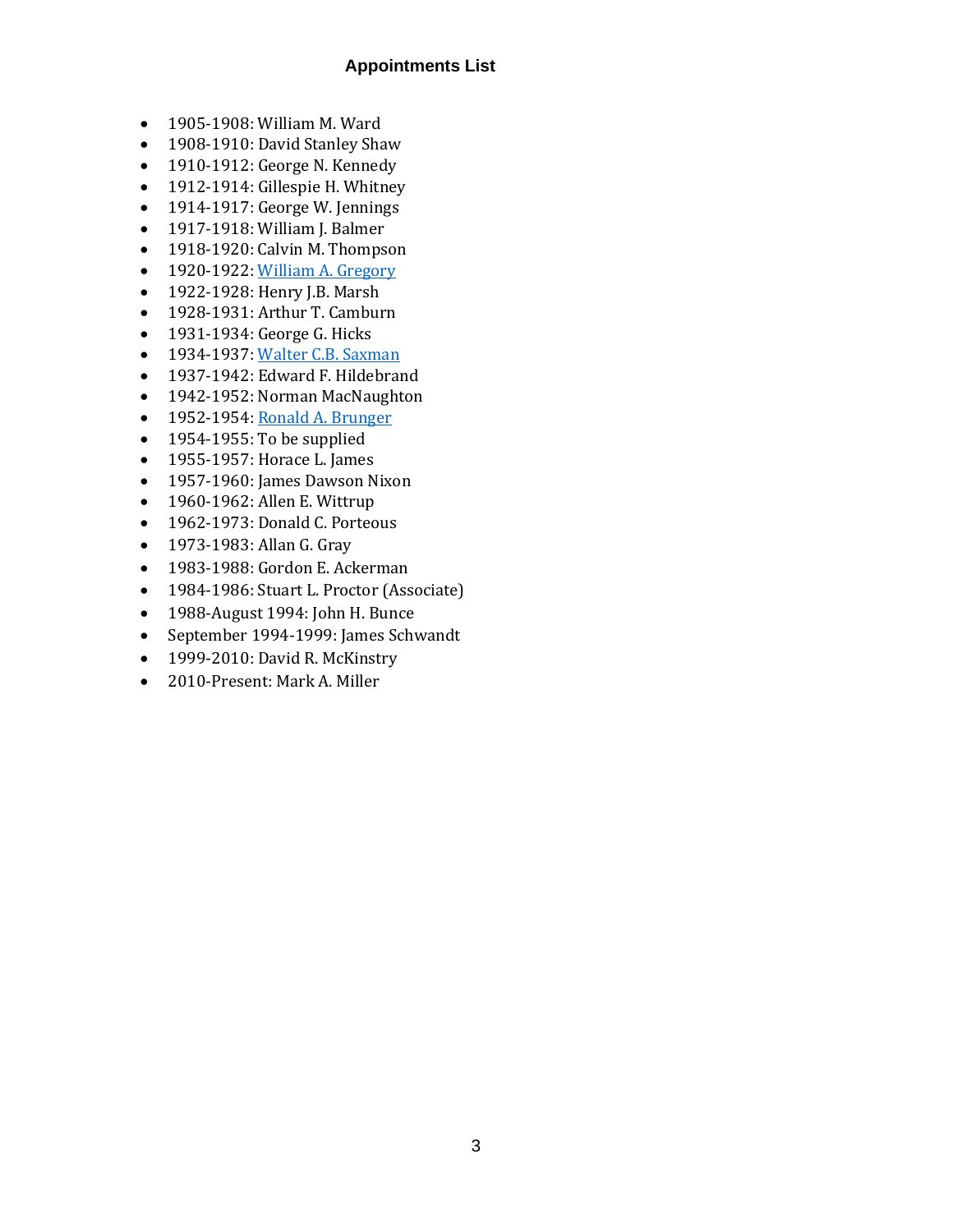### Appointments List

- 1905-1908: William M. Ward
- 1908-1910: David Stanley Shaw
- 1910-1912: George N. Kennedy
- 1912-1914: Gillespie H. Whitney
- 1914-1917: George W. Jennings
- 1917-1918: William J. Balmer
- 1918-1920: Calvin M. Thompson
- 1920-1922: William A. Gregory
- 1922-1928: Henry J.B. Marsh
- 1928-1931: Arthur T. Camburn
- 1931-1934: George G. Hicks
- 1934-1937: Walter C.B. Saxman
- 1937-1942: Edward F. Hildebrand
- 1942-1952: Norman MacNaughton
- 1952-1954: Ronald A. Brunger
- 1954-1955: To be supplied
- 1955-1957: Horace L. James
- 1957-1960: James Dawson Nixon
- 1960-1962: Allen E. Wittrup
- 1962-1973: Donald C. Porteous
- 1973-1983: Allan G. Gray
- 1983-1988: Gordon E. Ackerman
- 1984-1986: Stuart L. Proctor (Associate)
- 1988-August 1994: John H. Bunce
- September 1994-1999: James Schwandt
- 1999-2010: David R. McKinstry
- 2010-Present: Mark A. Miller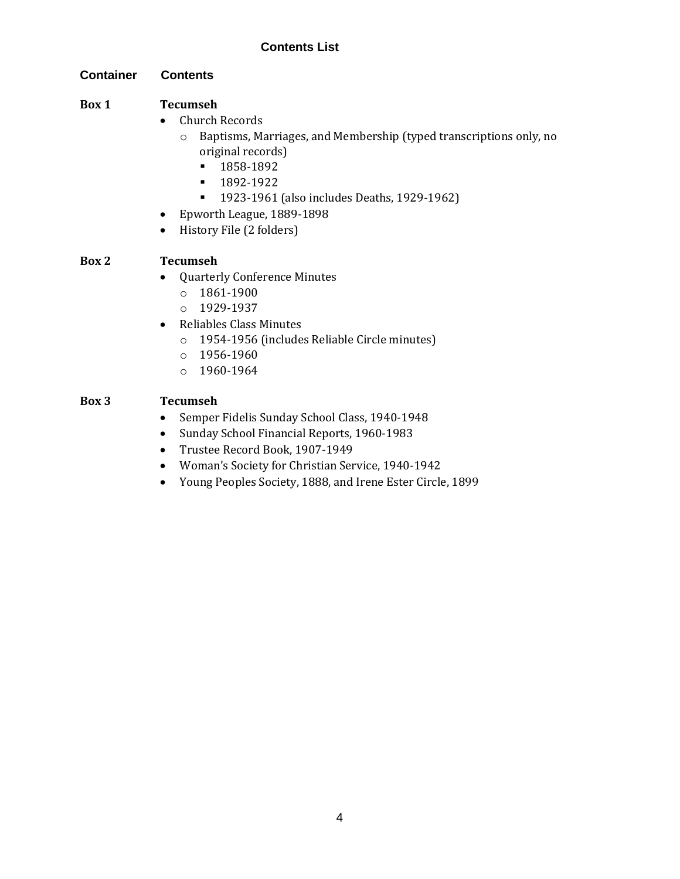## Contents List

| Container | Contents |
|---|---|
| **Box 1** | **Tecumseh** |

**Box 1** — **Tecumseh**

- Church Records
  - Baptisms, Marriages, and Membership (typed transcriptions only, no original records)
    - 1858-1892
    - 1892-1922
    - 1923-1961 (also includes Deaths, 1929-1962)
- Epworth League, 1889-1898
- History File (2 folders)

**Box 2** — **Tecumseh**

- Quarterly Conference Minutes
  - 1861-1900
  - 1929-1937
- Reliables Class Minutes
  - 1954-1956 (includes Reliable Circle minutes)
  - 1956-1960
  - 1960-1964

**Box 3** — **Tecumseh**

- Semper Fidelis Sunday School Class, 1940-1948
- Sunday School Financial Reports, 1960-1983
- Trustee Record Book, 1907-1949
- Woman's Society for Christian Service, 1940-1942
- Young Peoples Society, 1888, and Irene Ester Circle, 1899